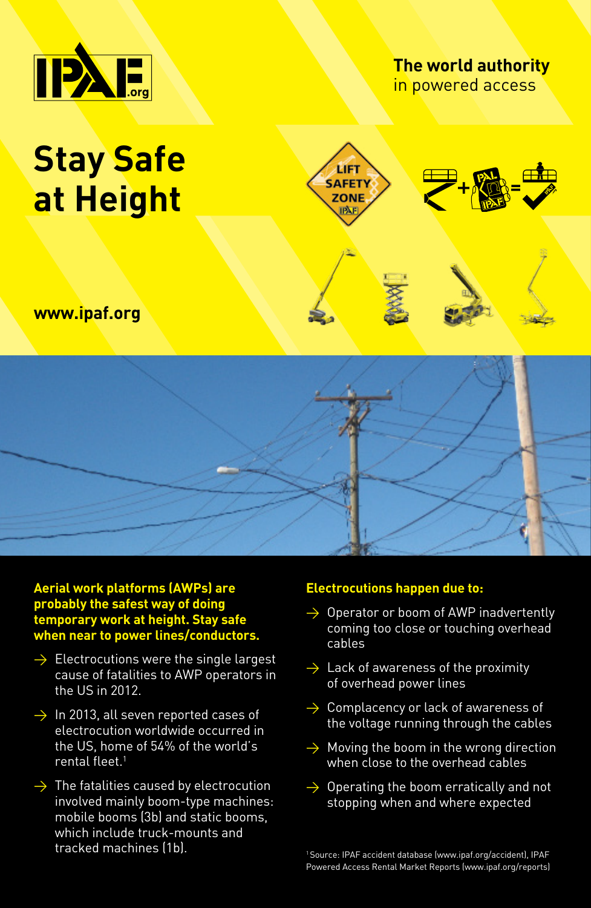IPAF.org

**The world authority** in powered access

# Stay Safe at Height

LIFT SAFETY ZONE IPAF

**www.ipaf.org**

**Aerial work platforms (AWPs) are probably the safest way of doing temporary work at height. Stay safe when near to power lines/conductors.**

- Electrocutions were the single largest cause of fatalities to AWP operators in the US in 2012.
- In 2013, all seven reported cases of electrocution worldwide occurred in the US, home of 54% of the world's rental fleet.[1]
- The fatalities caused by electrocution involved mainly boom-type machines: mobile booms (3b) and static booms, which include truck-mounts and tracked machines (1b).

**Electrocutions happen due to:**

- Operator or boom of AWP inadvertently coming too close or touching overhead cables
- Lack of awareness of the proximity of overhead power lines
- Complacency or lack of awareness of the voltage running through the cables
- Moving the boom in the wrong direction when close to the overhead cables
- Operating the boom erratically and not stopping when and where expected

[1] Source: IPAF accident database (www.ipaf.org/accident), IPAF Powered Access Rental Market Reports (www.ipaf.org/reports)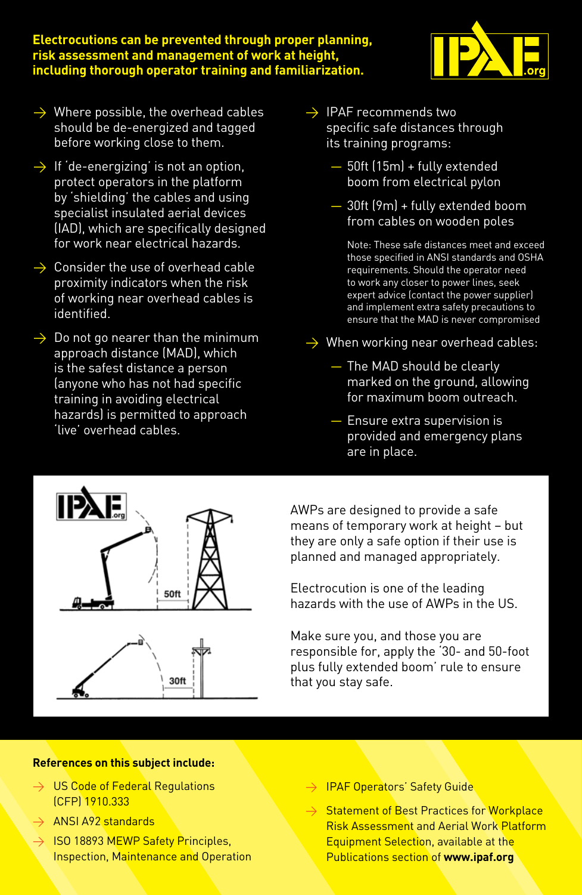**Electrocutions can be prevented through proper planning, risk assessment and management of work at height, including thorough operator training and familiarization.**

- Where possible, the overhead cables should be de-energized and tagged before working close to them.
- If 'de-energizing' is not an option, protect operators in the platform by 'shielding' the cables and using specialist insulated aerial devices (IAD), which are specifically designed for work near electrical hazards.
- Consider the use of overhead cable proximity indicators when the risk of working near overhead cables is identified.
- Do not go nearer than the minimum approach distance (MAD), which is the safest distance a person (anyone who has not had specific training in avoiding electrical hazards) is permitted to approach 'live' overhead cables.
- IPAF recommends two specific safe distances through its training programs:
  - 50ft (15m) + fully extended boom from electrical pylon
  - 30ft (9m) + fully extended boom from cables on wooden poles

  Note: These safe distances meet and exceed those specified in ANSI standards and OSHA requirements. Should the operator need to work any closer to power lines, seek expert advice (contact the power supplier) and implement extra safety precautions to ensure that the MAD is never compromised
- When working near overhead cables:
  - The MAD should be clearly marked on the ground, allowing for maximum boom outreach.
  - Ensure extra supervision is provided and emergency plans are in place.

50ft

30ft

AWPs are designed to provide a safe means of temporary work at height – but they are only a safe option if their use is planned and managed appropriately.

Electrocution is one of the leading hazards with the use of AWPs in the US.

Make sure you, and those you are responsible for, apply the '30- and 50-foot plus fully extended boom' rule to ensure that you stay safe.

**References on this subject include:**

- US Code of Federal Regulations (CFP) 1910.333
- ANSI A92 standards
- ISO 18893 MEWP Safety Principles, Inspection, Maintenance and Operation
- IPAF Operators' Safety Guide
- Statement of Best Practices for Workplace Risk Assessment and Aerial Work Platform Equipment Selection, available at the Publications section of **www.ipaf.org**